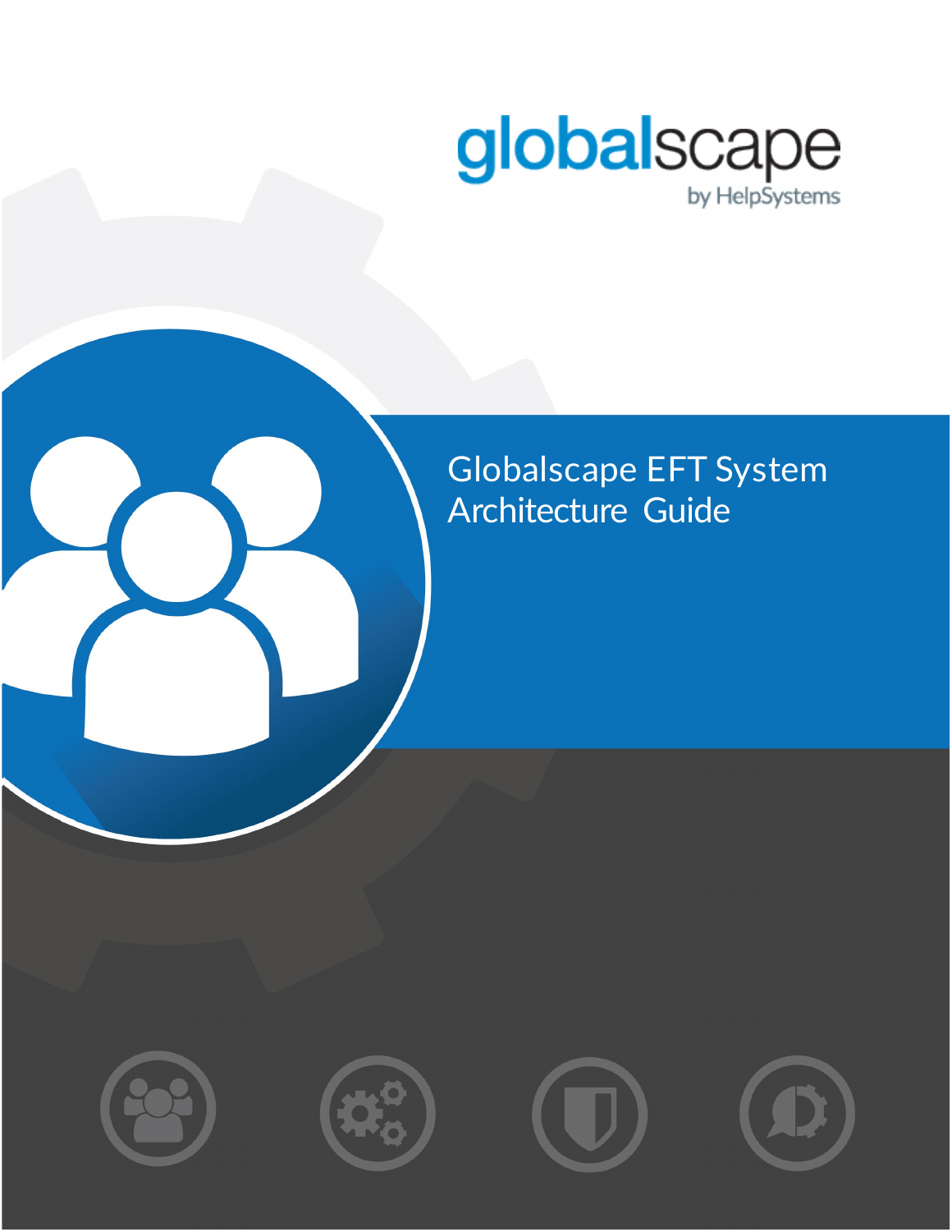globalscape

by HelpSystems

# Globalscape EFT System Architecture Guide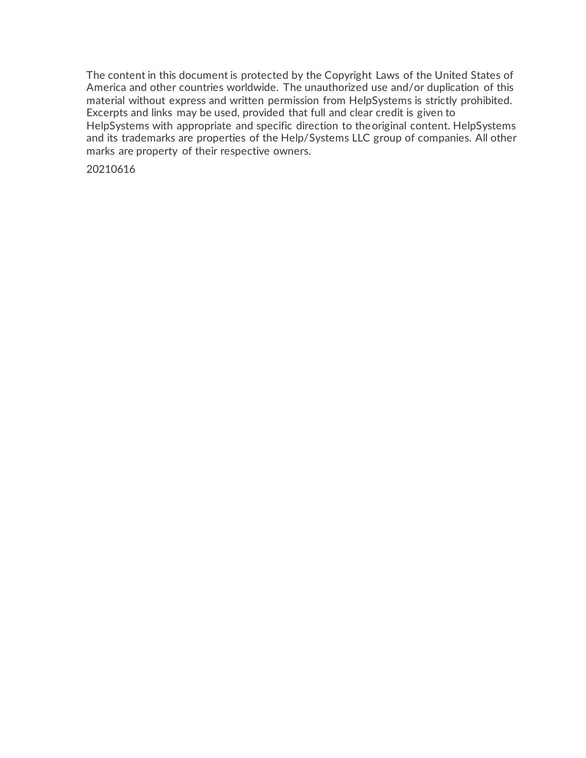The content in this document is protected by the Copyright Laws of the United States of America and other countries worldwide. The unauthorized use and/or duplication of this material without express and written permission from HelpSystems is strictly prohibited. Excerpts and links may be used, provided that full and clear credit is given to HelpSystems with appropriate and specific direction to the original content. HelpSystems and its trademarks are properties of the Help/Systems LLC group of companies. All other marks are property of their respective owners.

20210616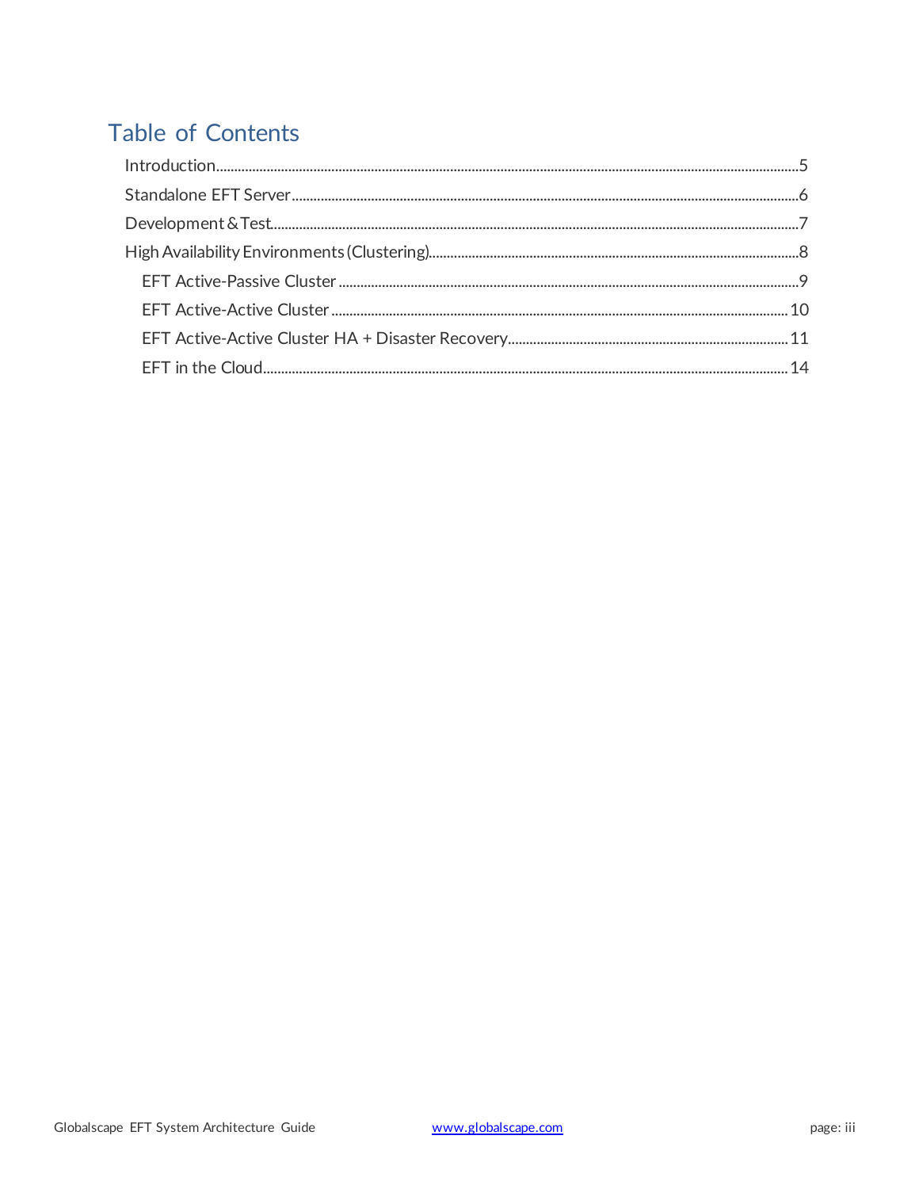# Table of Contents

- Introduction .......... 5
- Standalone EFT Server .......... 6
- Development & Test .......... 7
- High Availability Environments (Clustering) .......... 8
  - EFT Active-Passive Cluster .......... 9
  - EFT Active-Active Cluster .......... 10
  - EFT Active-Active Cluster HA + Disaster Recovery .......... 11
  - EFT in the Cloud .......... 14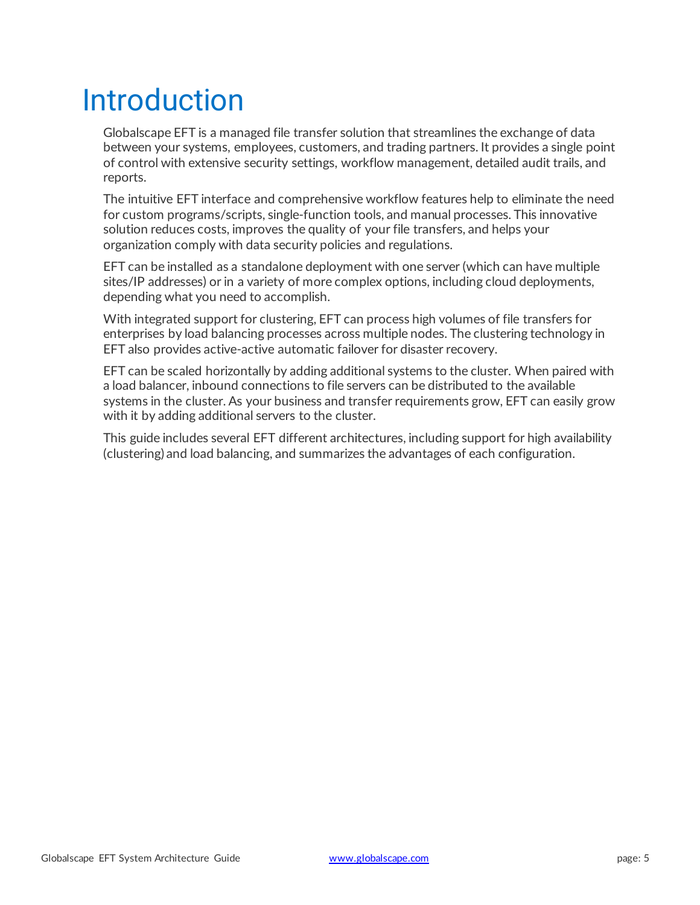# Introduction

Globalscape EFT is a managed file transfer solution that streamlines the exchange of data between your systems, employees, customers, and trading partners. It provides a single point of control with extensive security settings, workflow management, detailed audit trails, and reports.

The intuitive EFT interface and comprehensive workflow features help to eliminate the need for custom programs/scripts, single-function tools, and manual processes. This innovative solution reduces costs, improves the quality of your file transfers, and helps your organization comply with data security policies and regulations.

EFT can be installed as a standalone deployment with one server (which can have multiple sites/IP addresses) or in a variety of more complex options, including cloud deployments, depending what you need to accomplish.

With integrated support for clustering, EFT can process high volumes of file transfers for enterprises by load balancing processes across multiple nodes. The clustering technology in EFT also provides active-active automatic failover for disaster recovery.

EFT can be scaled horizontally by adding additional systems to the cluster. When paired with a load balancer, inbound connections to file servers can be distributed to the available systems in the cluster. As your business and transfer requirements grow, EFT can easily grow with it by adding additional servers to the cluster.

This guide includes several EFT different architectures, including support for high availability (clustering) and load balancing, and summarizes the advantages of each configuration.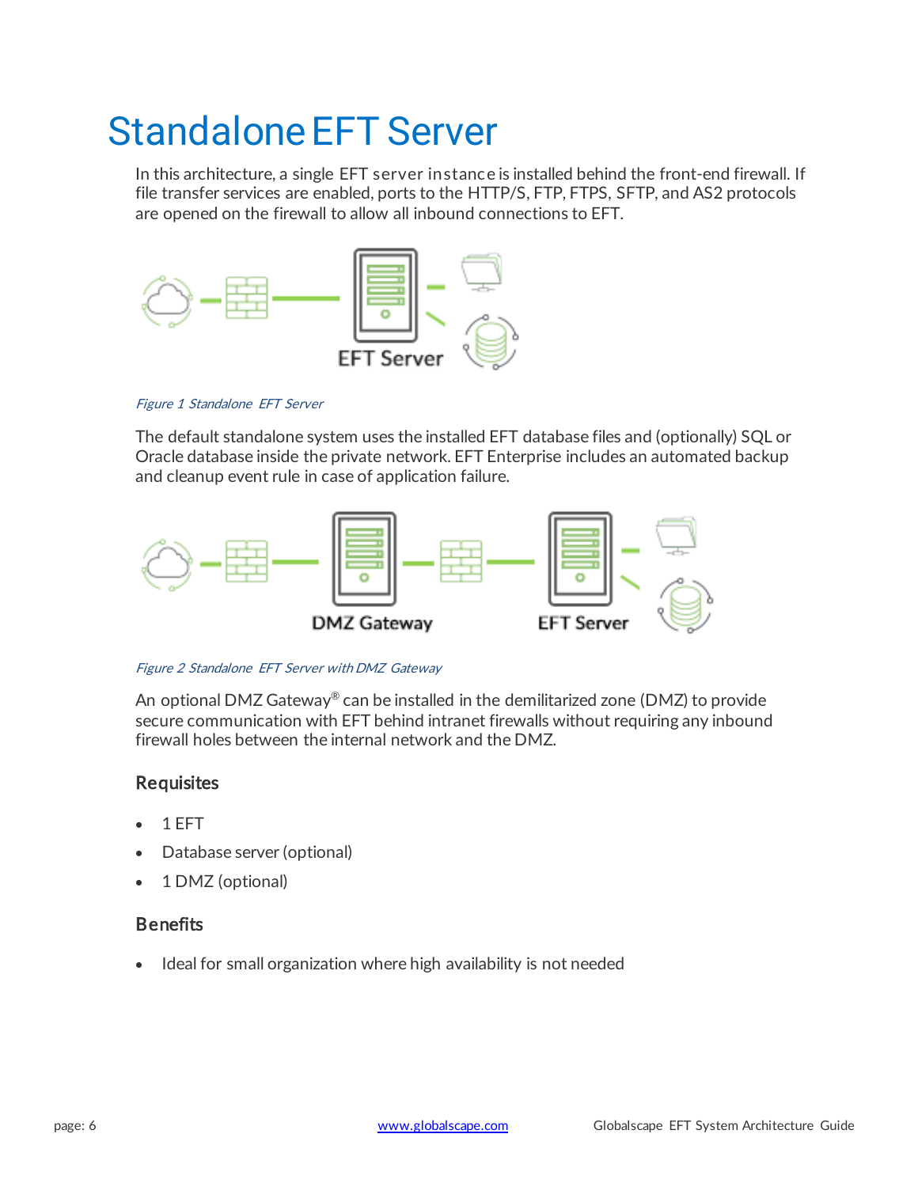# Standalone EFT Server

In this architecture, a single EFT server instance is installed behind the front-end firewall. If file transfer services are enabled, ports to the HTTP/S, FTP, FTPS, SFTP, and AS2 protocols are opened on the firewall to allow all inbound connections to EFT.

*Figure 1 Standalone EFT Server*

The default standalone system uses the installed EFT database files and (optionally) SQL or Oracle database inside the private network. EFT Enterprise includes an automated backup and cleanup event rule in case of application failure.

*Figure 2 Standalone EFT Server with DMZ Gateway*

An optional DMZ Gateway® can be installed in the demilitarized zone (DMZ) to provide secure communication with EFT behind intranet firewalls without requiring any inbound firewall holes between the internal network and the DMZ.

### Requisites

- 1 EFT
- Database server (optional)
- 1 DMZ (optional)

### Benefits

- Ideal for small organization where high availability is not needed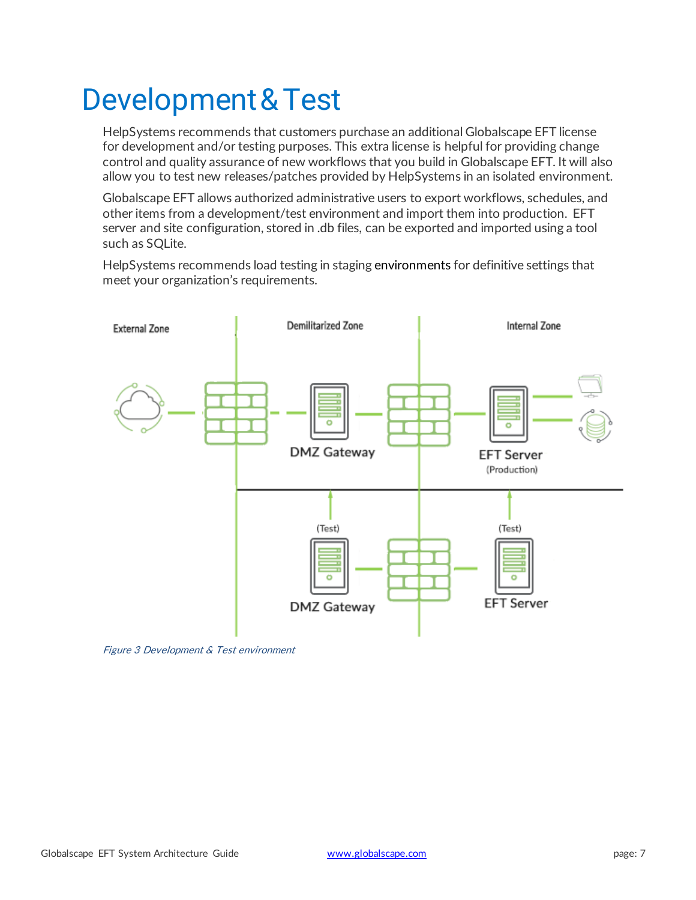# Development & Test

HelpSystems recommends that customers purchase an additional Globalscape EFT license for development and/or testing purposes. This extra license is helpful for providing change control and quality assurance of new workflows that you build in Globalscape EFT. It will also allow you to test new releases/patches provided by HelpSystems in an isolated environment.

Globalscape EFT allows authorized administrative users to export workflows, schedules, and other items from a development/test environment and import them into production. EFT server and site configuration, stored in .db files, can be exported and imported using a tool such as SQLite.

HelpSystems recommends load testing in staging environments for definitive settings that meet your organization's requirements.

*Figure 3 Development & Test environment*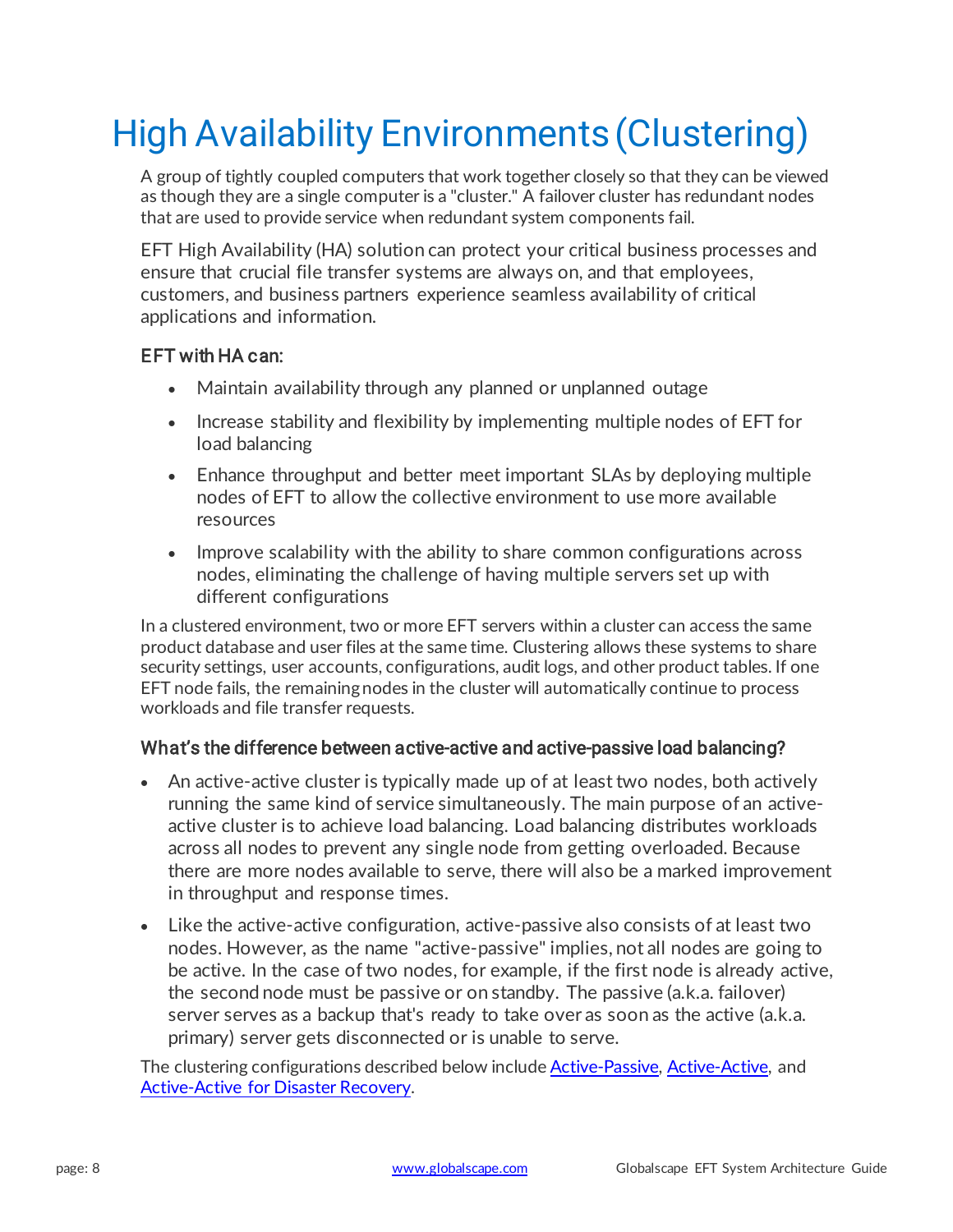# High Availability Environments (Clustering)

A group of tightly coupled computers that work together closely so that they can be viewed as though they are a single computer is a "cluster." A failover cluster has redundant nodes that are used to provide service when redundant system components fail.

EFT High Availability (HA) solution can protect your critical business processes and ensure that crucial file transfer systems are always on, and that employees, customers, and business partners experience seamless availability of critical applications and information.

### EFT with HA can:

- Maintain availability through any planned or unplanned outage
- Increase stability and flexibility by implementing multiple nodes of EFT for load balancing
- Enhance throughput and better meet important SLAs by deploying multiple nodes of EFT to allow the collective environment to use more available resources
- Improve scalability with the ability to share common configurations across nodes, eliminating the challenge of having multiple servers set up with different configurations

In a clustered environment, two or more EFT servers within a cluster can access the same product database and user files at the same time. Clustering allows these systems to share security settings, user accounts, configurations, audit logs, and other product tables. If one EFT node fails, the remaining nodes in the cluster will automatically continue to process workloads and file transfer requests.

### What's the difference between active-active and active-passive load balancing?

- An active-active cluster is typically made up of at least two nodes, both actively running the same kind of service simultaneously. The main purpose of an active-active cluster is to achieve load balancing. Load balancing distributes workloads across all nodes to prevent any single node from getting overloaded. Because there are more nodes available to serve, there will also be a marked improvement in throughput and response times.
- Like the active-active configuration, active-passive also consists of at least two nodes. However, as the name "active-passive" implies, not all nodes are going to be active. In the case of two nodes, for example, if the first node is already active, the second node must be passive or on standby. The passive (a.k.a. failover) server serves as a backup that's ready to take over as soon as the active (a.k.a. primary) server gets disconnected or is unable to serve.

The clustering configurations described below include Active-Passive, Active-Active, and Active-Active for Disaster Recovery.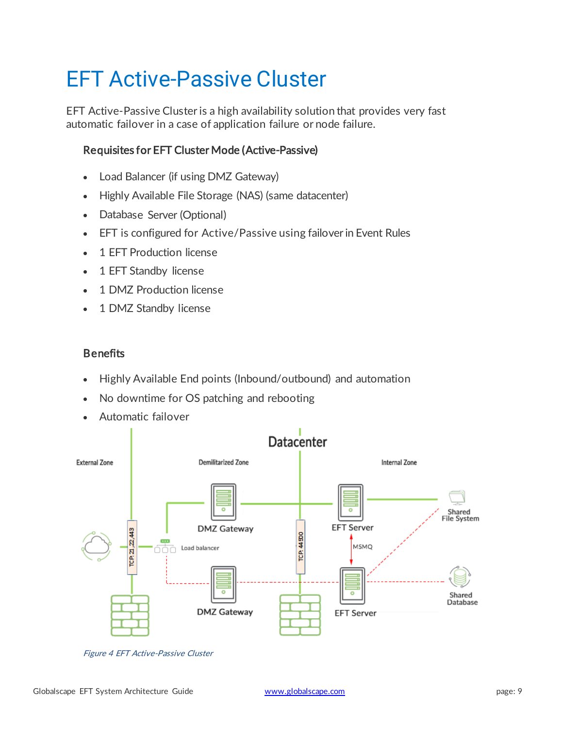# EFT Active-Passive Cluster

EFT Active-Passive Cluster is a high availability solution that provides very fast automatic failover in a case of application failure or node failure.

### Requisites for EFT Cluster Mode (Active-Passive)

- Load Balancer (if using DMZ Gateway)
- Highly Available File Storage (NAS) (same datacenter)
- Database Server (Optional)
- EFT is configured for Active/Passive using failover in Event Rules
- 1 EFT Production license
- 1 EFT Standby license
- 1 DMZ Production license
- 1 DMZ Standby license

### Benefits

- Highly Available End points (Inbound/outbound) and automation
- No downtime for OS patching and rebooting
- Automatic failover

*Figure 4 EFT Active-Passive Cluster*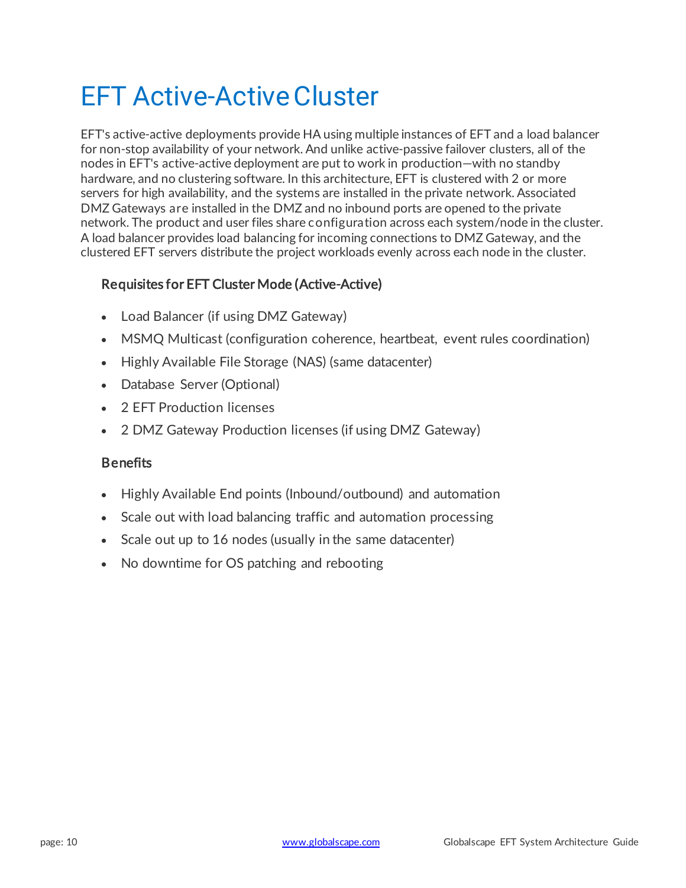# EFT Active-Active Cluster

EFT's active-active deployments provide HA using multiple instances of EFT and a load balancer for non-stop availability of your network. And unlike active-passive failover clusters, all of the nodes in EFT's active-active deployment are put to work in production—with no standby hardware, and no clustering software. In this architecture, EFT is clustered with 2 or more servers for high availability, and the systems are installed in the private network. Associated DMZ Gateways are installed in the DMZ and no inbound ports are opened to the private network. The product and user files share configuration across each system/node in the cluster. A load balancer provides load balancing for incoming connections to DMZ Gateway, and the clustered EFT servers distribute the project workloads evenly across each node in the cluster.

### Requisites for EFT Cluster Mode (Active-Active)

- Load Balancer (if using DMZ Gateway)
- MSMQ Multicast (configuration coherence, heartbeat, event rules coordination)
- Highly Available File Storage (NAS) (same datacenter)
- Database Server (Optional)
- 2 EFT Production licenses
- 2 DMZ Gateway Production licenses (if using DMZ Gateway)

### Benefits

- Highly Available End points (Inbound/outbound) and automation
- Scale out with load balancing traffic and automation processing
- Scale out up to 16 nodes (usually in the same datacenter)
- No downtime for OS patching and rebooting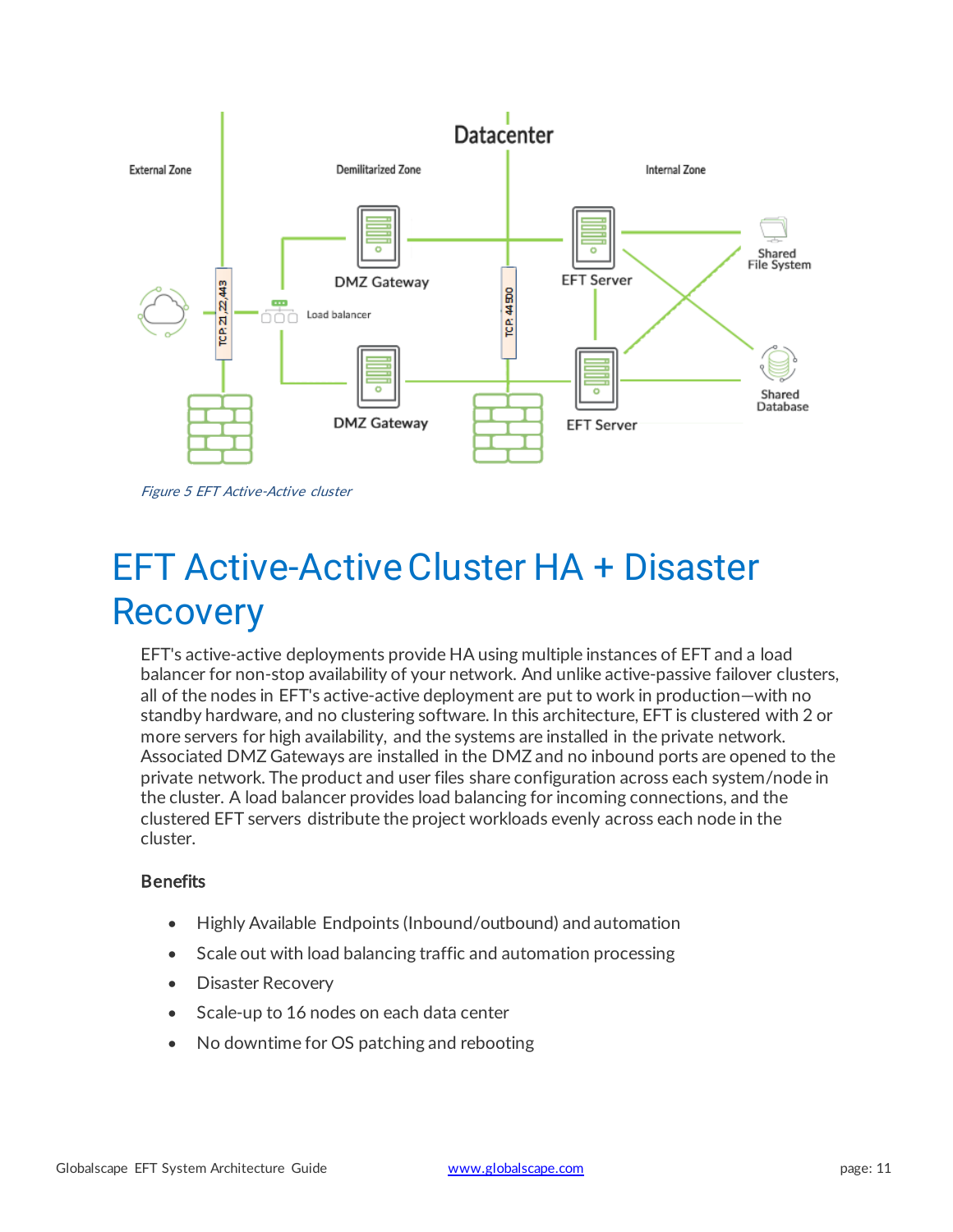Figure 5 EFT Active-Active cluster

# EFT Active-Active Cluster HA + Disaster Recovery

EFT's active-active deployments provide HA using multiple instances of EFT and a load balancer for non-stop availability of your network. And unlike active-passive failover clusters, all of the nodes in EFT's active-active deployment are put to work in production—with no standby hardware, and no clustering software. In this architecture, EFT is clustered with 2 or more servers for high availability, and the systems are installed in the private network. Associated DMZ Gateways are installed in the DMZ and no inbound ports are opened to the private network. The product and user files share configuration across each system/node in the cluster. A load balancer provides load balancing for incoming connections, and the clustered EFT servers distribute the project workloads evenly across each node in the cluster.

**Benefits**

- Highly Available Endpoints (Inbound/outbound) and automation
- Scale out with load balancing traffic and automation processing
- Disaster Recovery
- Scale-up to 16 nodes on each data center
- No downtime for OS patching and rebooting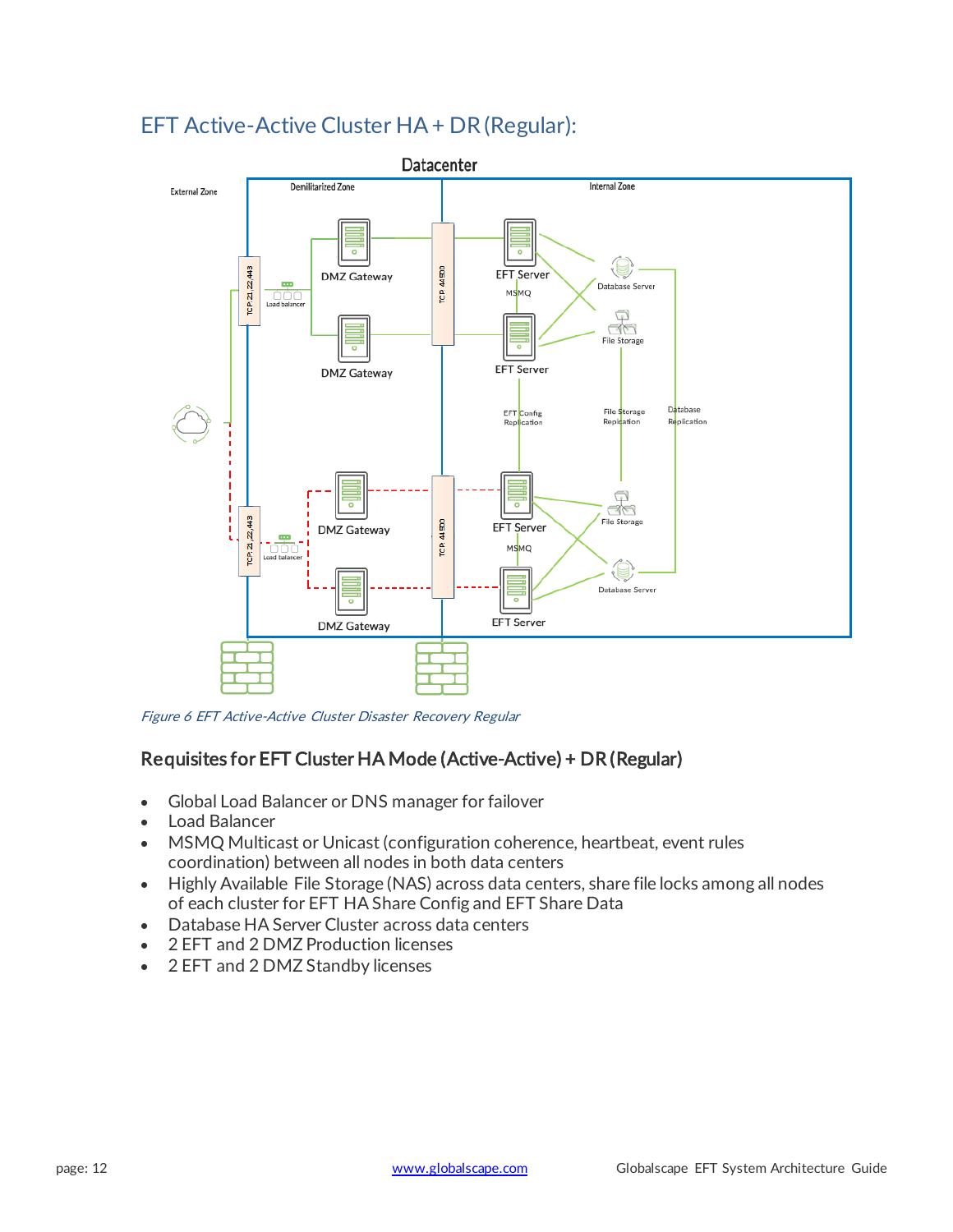## EFT Active-Active Cluster HA + DR (Regular):

*Figure 6 EFT Active-Active Cluster Disaster Recovery Regular*

### Requisites for EFT Cluster HA Mode (Active-Active) + DR (Regular)

- Global Load Balancer or DNS manager for failover
- Load Balancer
- MSMQ Multicast or Unicast (configuration coherence, heartbeat, event rules coordination) between all nodes in both data centers
- Highly Available File Storage (NAS) across data centers, share file locks among all nodes of each cluster for EFT HA Share Config and EFT Share Data
- Database HA Server Cluster across data centers
- 2 EFT and 2 DMZ Production licenses
- 2 EFT and 2 DMZ Standby licenses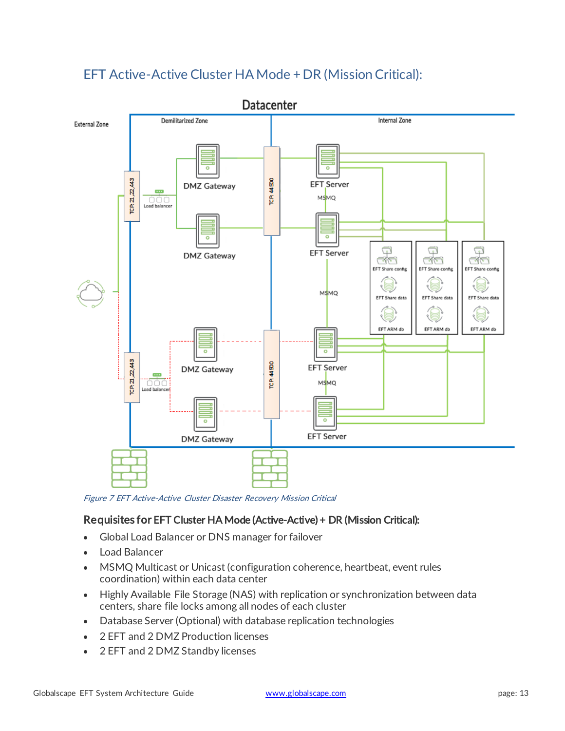## EFT Active-Active Cluster HA Mode + DR (Mission Critical):

*Figure 7 EFT Active-Active Cluster Disaster Recovery Mission Critical*

### Requisites for EFT Cluster HA Mode (Active-Active) + DR (Mission Critical):

- Global Load Balancer or DNS manager for failover
- Load Balancer
- MSMQ Multicast or Unicast (configuration coherence, heartbeat, event rules coordination) within each data center
- Highly Available File Storage (NAS) with replication or synchronization between data centers, share file locks among all nodes of each cluster
- Database Server (Optional) with database replication technologies
- 2 EFT and 2 DMZ Production licenses
- 2 EFT and 2 DMZ Standby licenses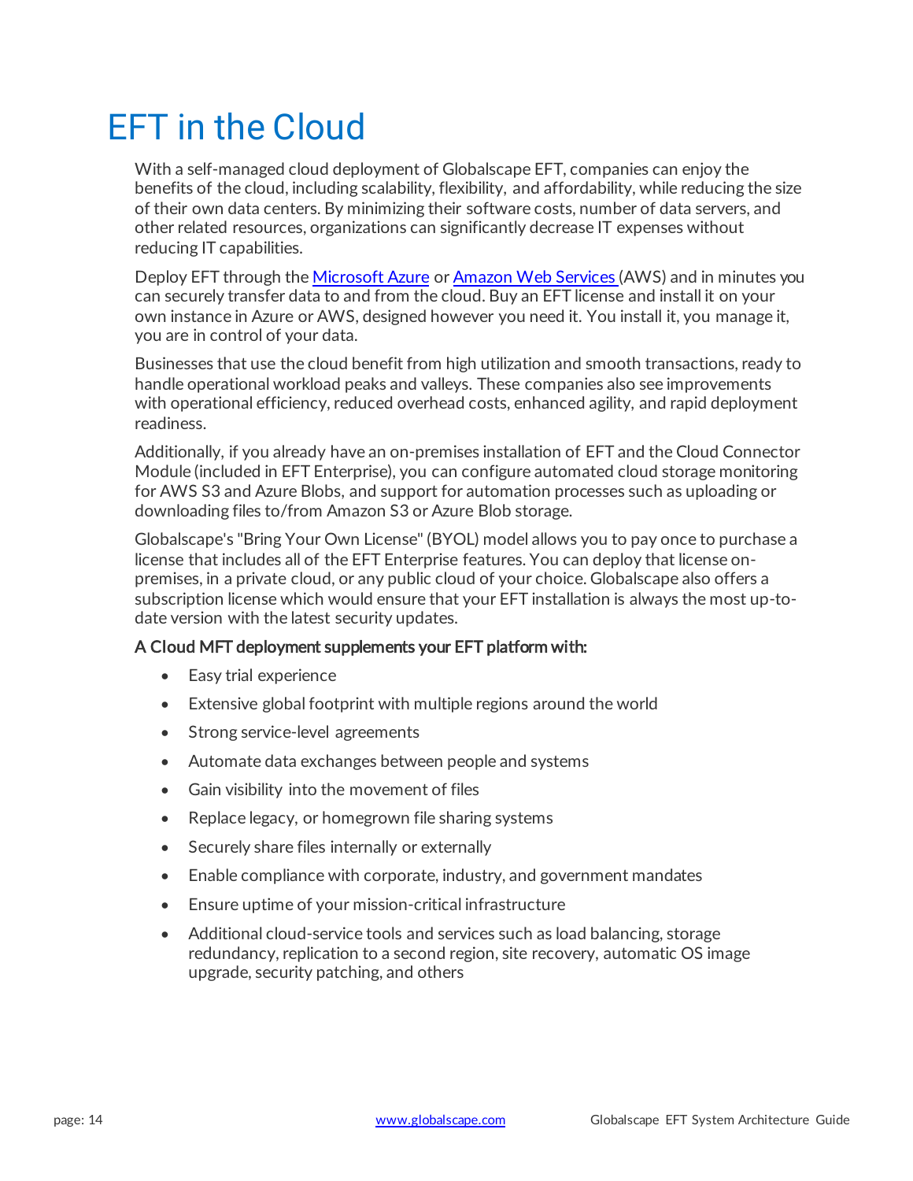# EFT in the Cloud

With a self-managed cloud deployment of Globalscape EFT, companies can enjoy the benefits of the cloud, including scalability, flexibility, and affordability, while reducing the size of their own data centers. By minimizing their software costs, number of data servers, and other related resources, organizations can significantly decrease IT expenses without reducing IT capabilities.

Deploy EFT through the [Microsoft Azure]() or [Amazon Web Services ]()(AWS) and in minutes you can securely transfer data to and from the cloud. Buy an EFT license and install it on your own instance in Azure or AWS, designed however you need it. You install it, you manage it, you are in control of your data.

Businesses that use the cloud benefit from high utilization and smooth transactions, ready to handle operational workload peaks and valleys. These companies also see improvements with operational efficiency, reduced overhead costs, enhanced agility, and rapid deployment readiness.

Additionally, if you already have an on-premises installation of EFT and the Cloud Connector Module (included in EFT Enterprise), you can configure automated cloud storage monitoring for AWS S3 and Azure Blobs, and support for automation processes such as uploading or downloading files to/from Amazon S3 or Azure Blob storage.

Globalscape's "Bring Your Own License" (BYOL) model allows you to pay once to purchase a license that includes all of the EFT Enterprise features. You can deploy that license on-premises, in a private cloud, or any public cloud of your choice. Globalscape also offers a subscription license which would ensure that your EFT installation is always the most up-to-date version with the latest security updates.

**A Cloud MFT deployment supplements your EFT platform with:**

- Easy trial experience
- Extensive global footprint with multiple regions around the world
- Strong service-level agreements
- Automate data exchanges between people and systems
- Gain visibility into the movement of files
- Replace legacy, or homegrown file sharing systems
- Securely share files internally or externally
- Enable compliance with corporate, industry, and government mandates
- Ensure uptime of your mission-critical infrastructure
- Additional cloud-service tools and services such as load balancing, storage redundancy, replication to a second region, site recovery, automatic OS image upgrade, security patching, and others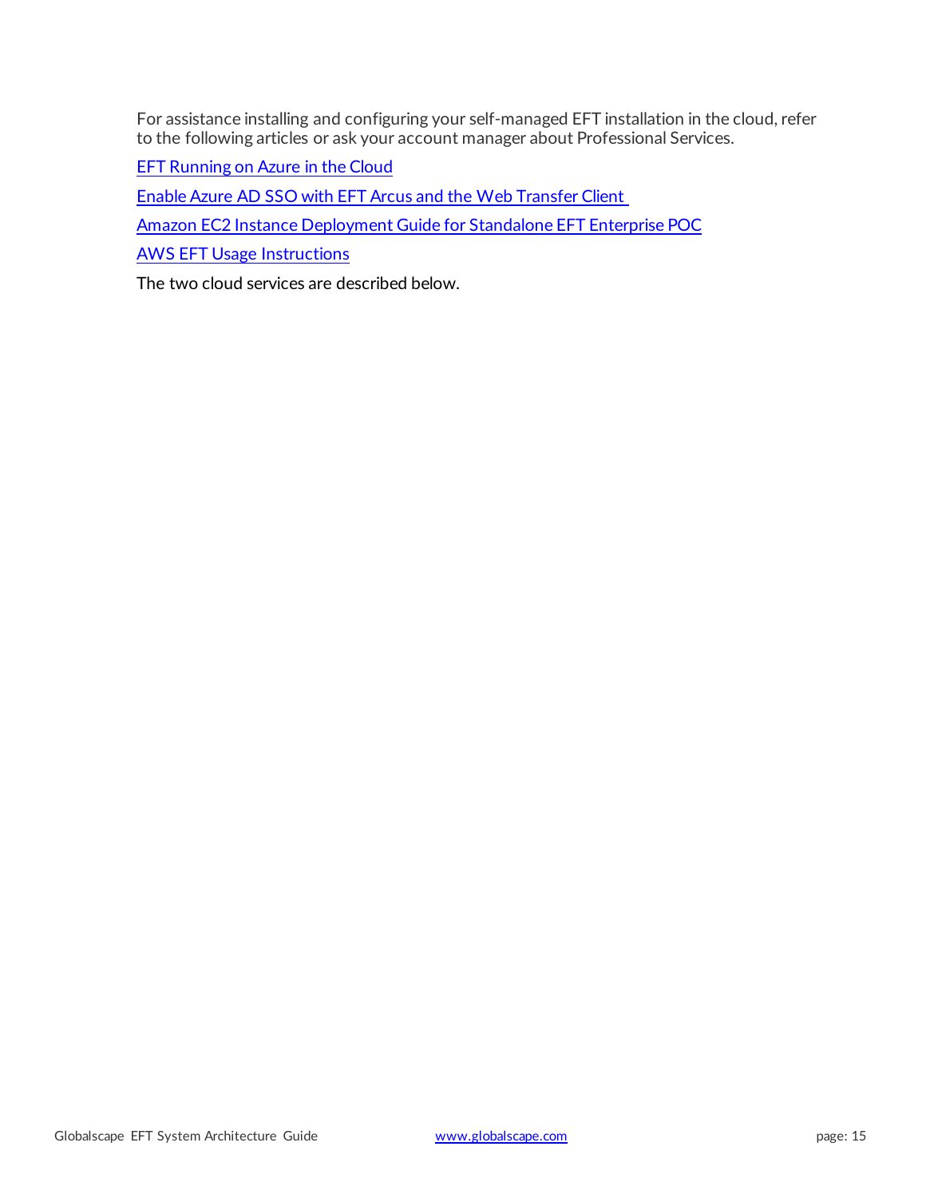For assistance installing and configuring your self-managed EFT installation in the cloud, refer to the following articles or ask your account manager about Professional Services.

EFT Running on Azure in the Cloud

Enable Azure AD SSO with EFT Arcus and the Web Transfer Client

Amazon EC2 Instance Deployment Guide for Standalone EFT Enterprise POC

AWS EFT Usage Instructions

The two cloud services are described below.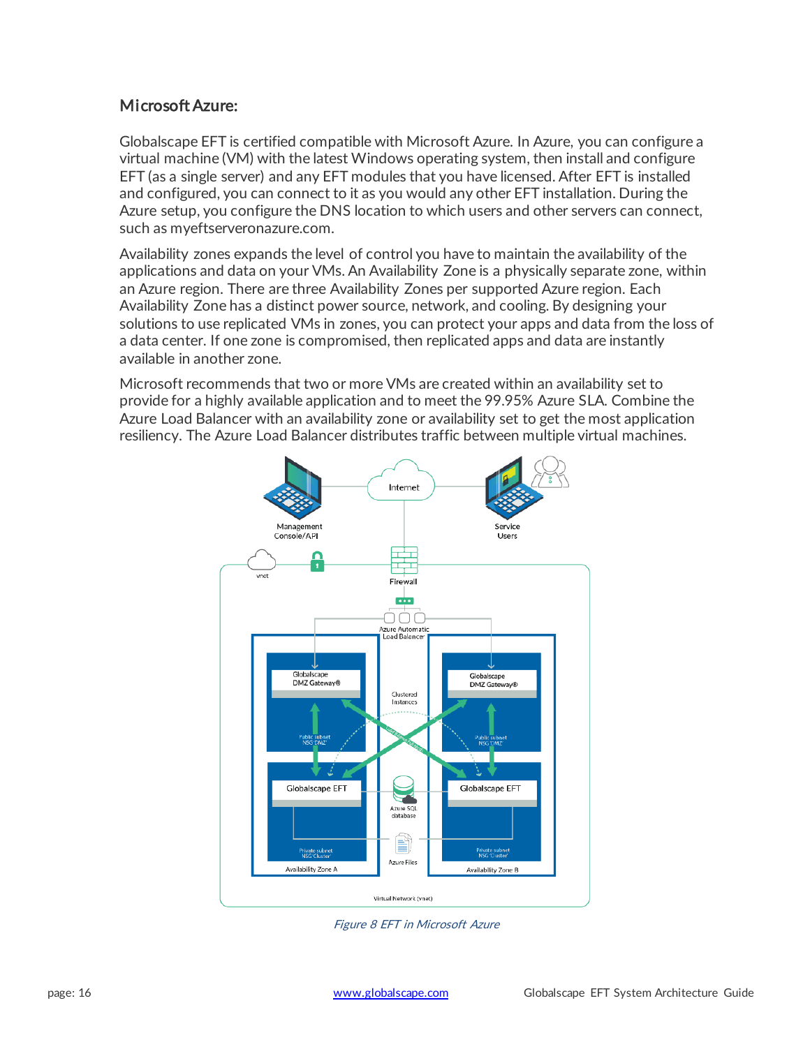### Microsoft Azure:

Globalscape EFT is certified compatible with Microsoft Azure. In Azure, you can configure a virtual machine (VM) with the latest Windows operating system, then install and configure EFT (as a single server) and any EFT modules that you have licensed. After EFT is installed and configured, you can connect to it as you would any other EFT installation. During the Azure setup, you configure the DNS location to which users and other servers can connect, such as myeftserveronazure.com.

Availability zones expands the level of control you have to maintain the availability of the applications and data on your VMs. An Availability Zone is a physically separate zone, within an Azure region. There are three Availability Zones per supported Azure region. Each Availability Zone has a distinct power source, network, and cooling. By designing your solutions to use replicated VMs in zones, you can protect your apps and data from the loss of a data center. If one zone is compromised, then replicated apps and data are instantly available in another zone.

Microsoft recommends that two or more VMs are created within an availability set to provide for a highly available application and to meet the 99.95% Azure SLA. Combine the Azure Load Balancer with an availability zone or availability set to get the most application resiliency. The Azure Load Balancer distributes traffic between multiple virtual machines.

*Figure 8 EFT in Microsoft Azure*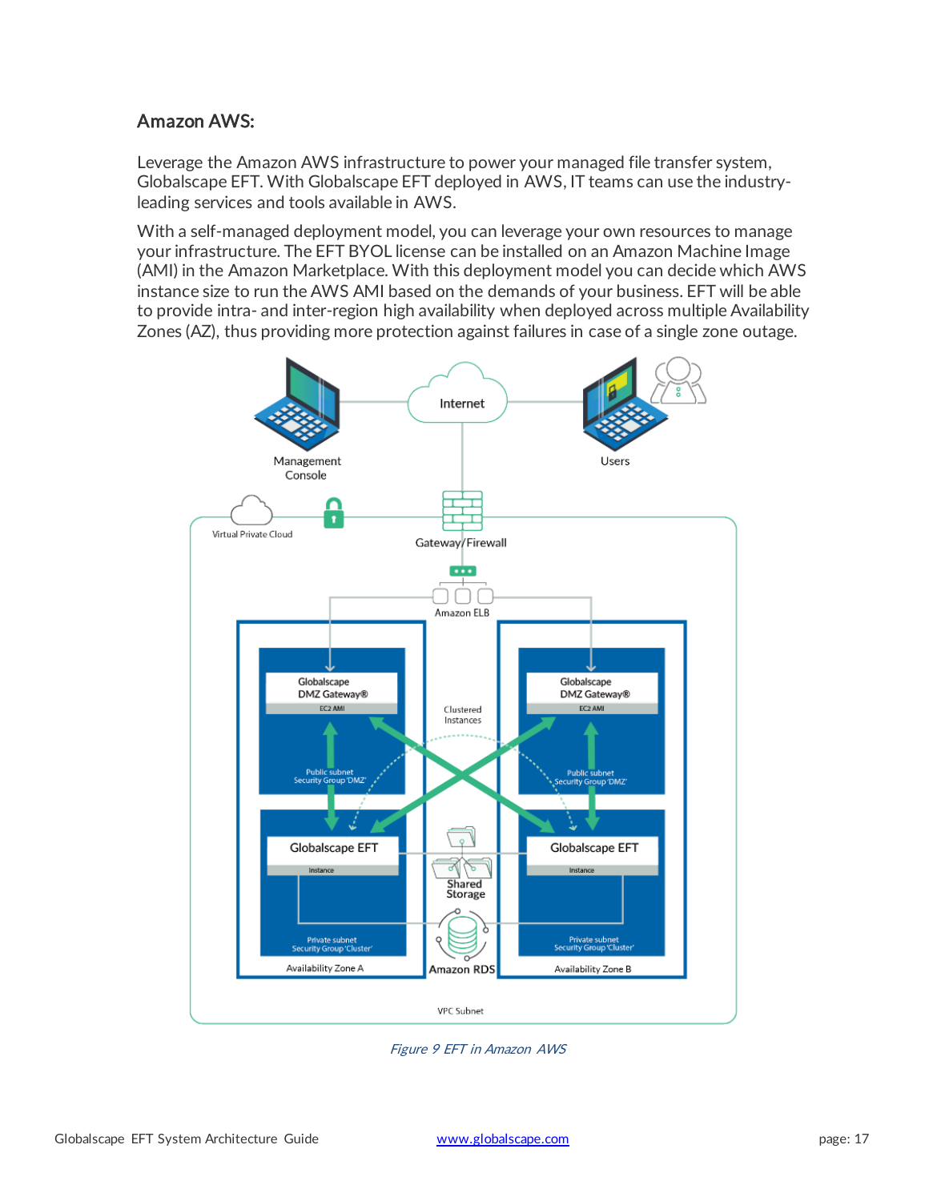## Amazon AWS:

Leverage the Amazon AWS infrastructure to power your managed file transfer system, Globalscape EFT. With Globalscape EFT deployed in AWS, IT teams can use the industry-leading services and tools available in AWS.

With a self-managed deployment model, you can leverage your own resources to manage your infrastructure. The EFT BYOL license can be installed on an Amazon Machine Image (AMI) in the Amazon Marketplace. With this deployment model you can decide which AWS instance size to run the AWS AMI based on the demands of your business. EFT will be able to provide intra- and inter-region high availability when deployed across multiple Availability Zones (AZ), thus providing more protection against failures in case of a single zone outage.

Management Console

Internet

Users

Virtual Private Cloud

Gateway/Firewall

Amazon ELB

Globalscape DMZ Gateway®

EC2 AMI

Clustered Instances

Globalscape DMZ Gateway®

EC2 AMI

Public subnet Security Group 'DMZ'

Public subnet Security Group 'DMZ'

Globalscape EFT

Instance

Shared Storage

Globalscape EFT

Instance

Private subnet Security Group 'Cluster'

Private subnet Security Group 'Cluster'

Availability Zone A

Amazon RDS

Availability Zone B

VPC Subnet

*Figure 9 EFT in Amazon AWS*